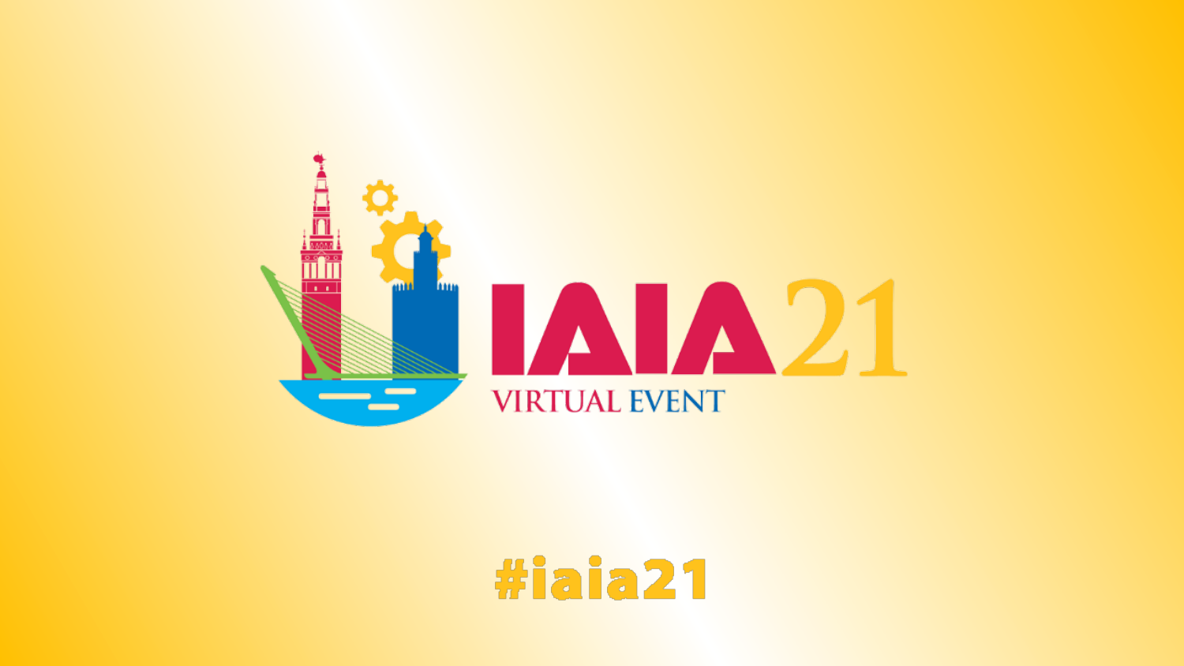# IAIA21

VIRTUAL EVENT

#iaia21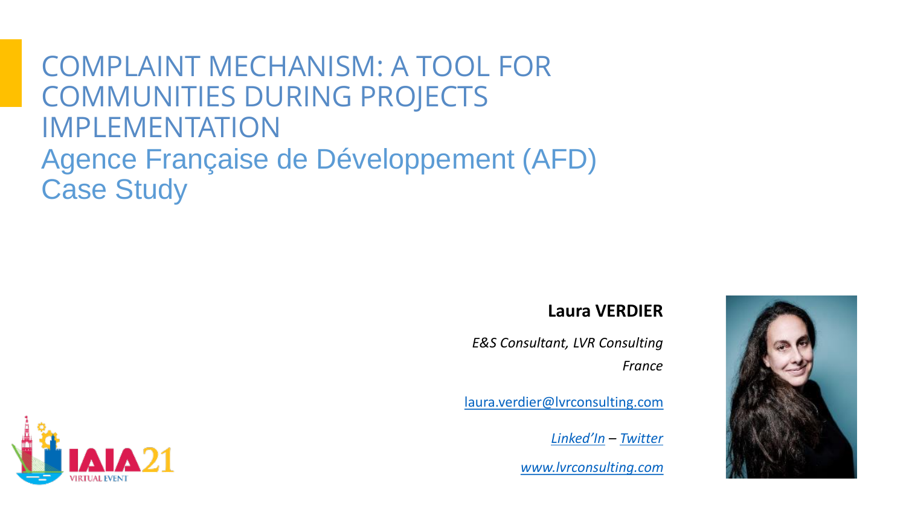# COMPLAINT MECHANISM: A TOOL FOR COMMUNITIES DURING PROJECTS IMPLEMENTATION

## Agence Française de Développement (AFD) Case Study

**Laura VERDIER**

*E&S Consultant, LVR Consulting*

*France*

laura.verdier@lvrconsulting.com

*Linked'In* – *Twitter*

*www.lvrconsulting.com*

IAIA21 VIRTUAL EVENT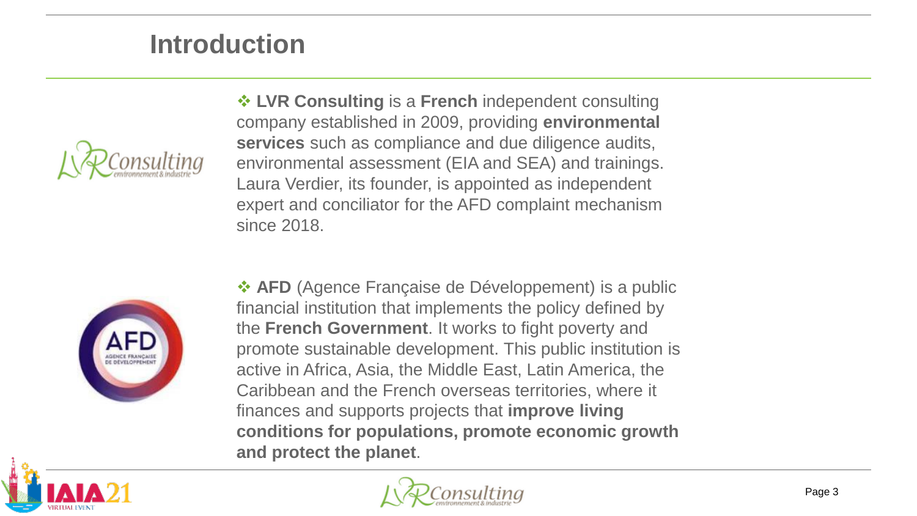# Introduction

- **LVR Consulting** is a **French** independent consulting company established in 2009, providing **environmental services** such as compliance and due diligence audits, environmental assessment (EIA and SEA) and trainings. Laura Verdier, its founder, is appointed as independent expert and conciliator for the AFD complaint mechanism since 2018.

- **AFD** (Agence Française de Développement) is a public financial institution that implements the policy defined by the **French Government**. It works to fight poverty and promote sustainable development. This public institution is active in Africa, Asia, the Middle East, Latin America, the Caribbean and the French overseas territories, where it finances and supports projects that **improve living conditions for populations, promote economic growth and protect the planet**.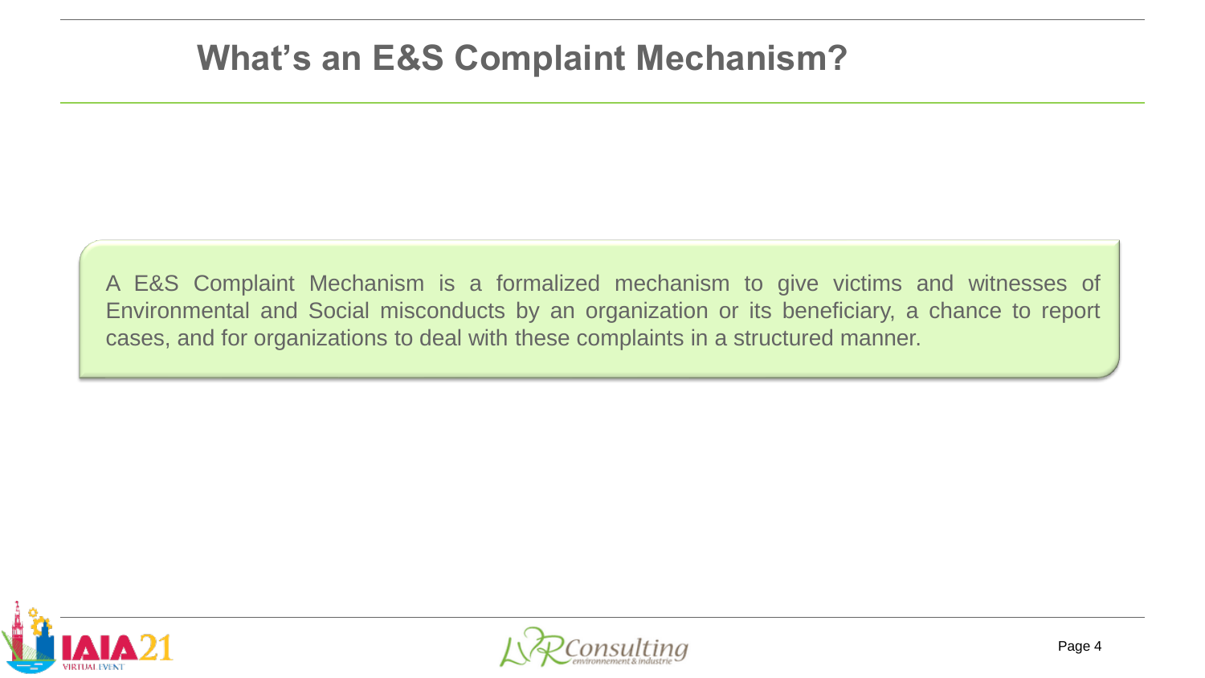# What's an E&S Complaint Mechanism?

A E&S Complaint Mechanism is a formalized mechanism to give victims and witnesses of Environmental and Social misconducts by an organization or its beneficiary, a chance to report cases, and for organizations to deal with these complaints in a structured manner.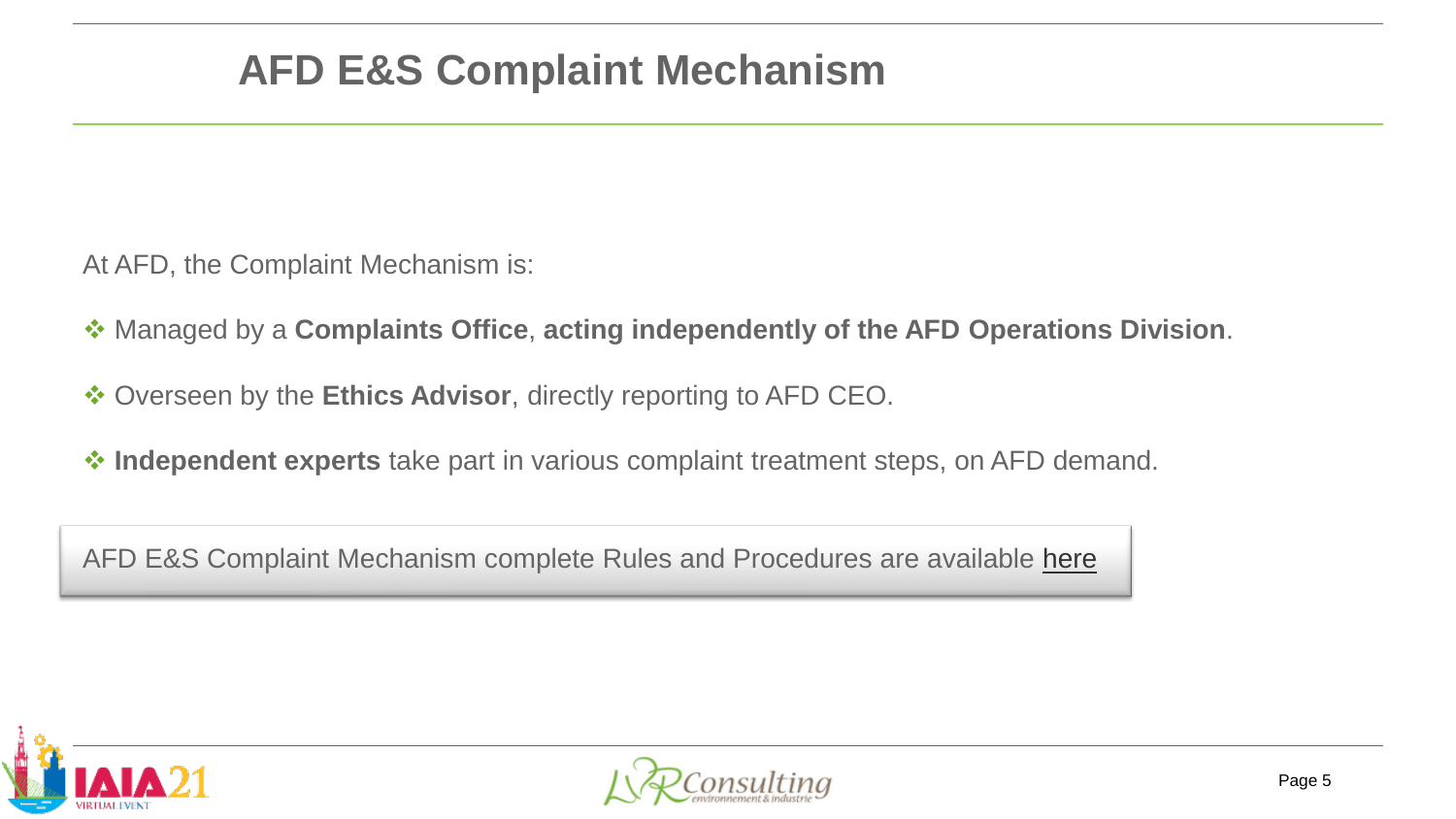# AFD E&S Complaint Mechanism

At AFD, the Complaint Mechanism is:

- Managed by a **Complaints Office**, **acting independently of the AFD Operations Division**.
- Overseen by the **Ethics Advisor**, directly reporting to AFD CEO.
- **Independent experts** take part in various complaint treatment steps, on AFD demand.

AFD E&S Complaint Mechanism complete Rules and Procedures are available here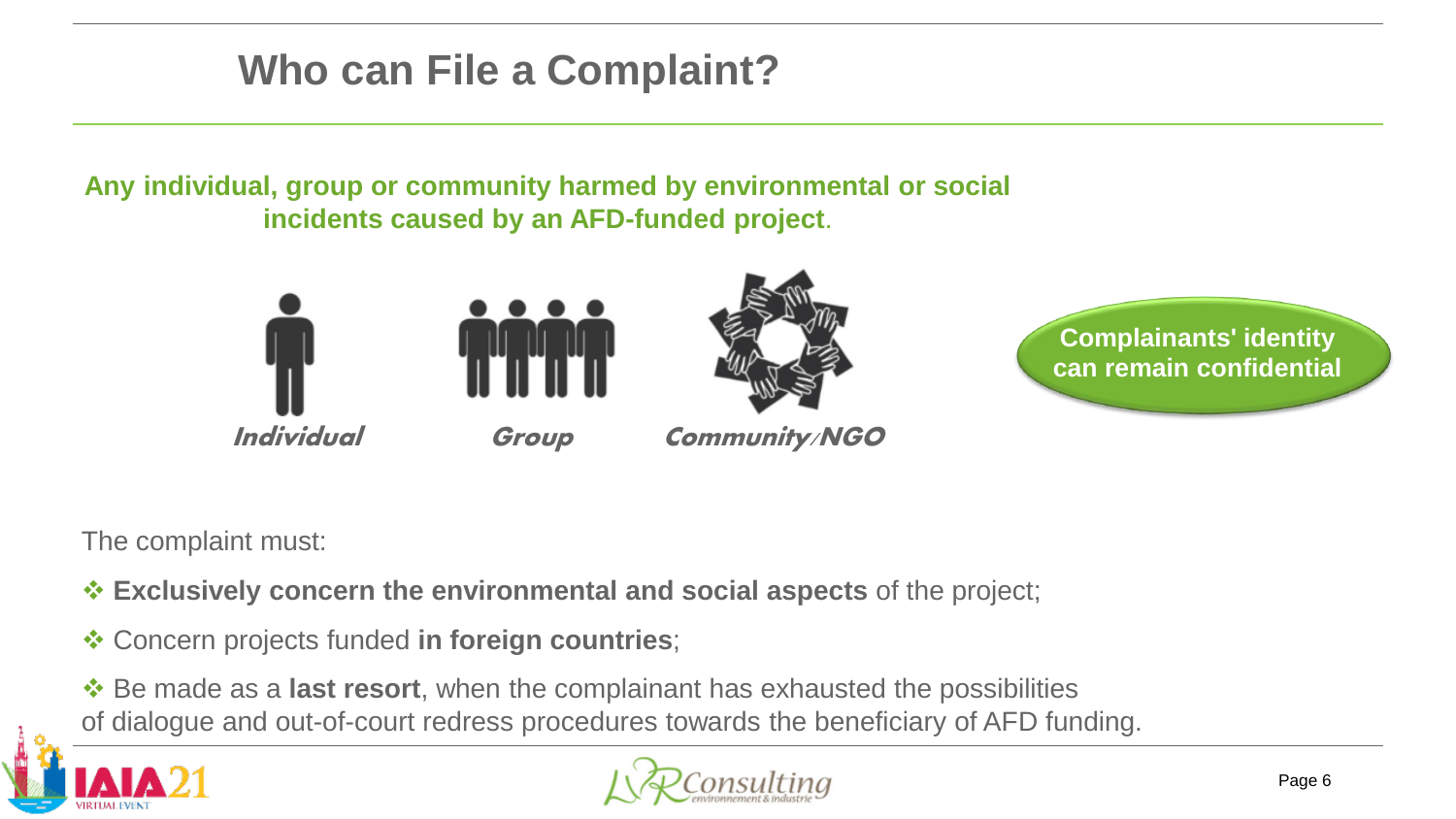# Who can File a Complaint?

**Any individual, group or community harmed by environmental or social incidents caused by an AFD-funded project**.

***Individual*** ***Group*** ***Community/NGO***

**Complainants' identity can remain confidential**

The complaint must:

- **Exclusively concern the environmental and social aspects** of the project;
- Concern projects funded **in foreign countries**;
- Be made as a **last resort**, when the complainant has exhausted the possibilities of dialogue and out-of-court redress procedures towards the beneficiary of AFD funding.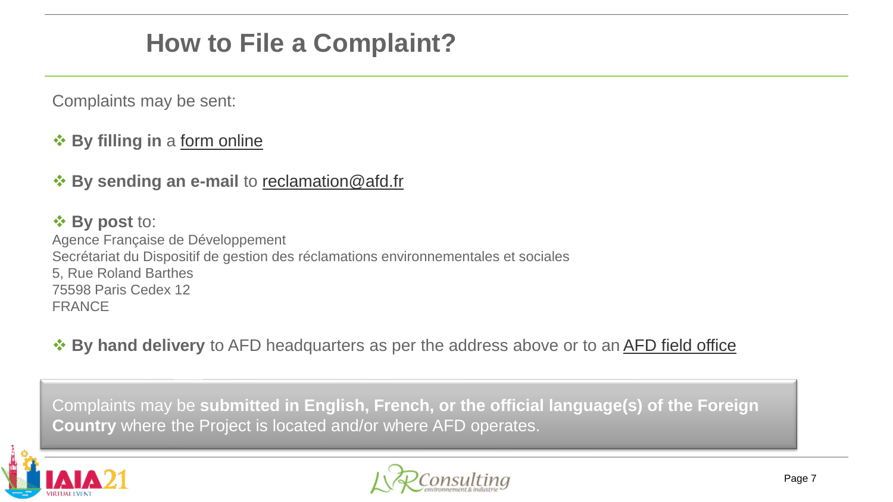# How to File a Complaint?

Complaints may be sent:

- **By filling in** a form online
- **By sending an e-mail** to reclamation@afd.fr
- **By post** to:
  Agence Française de Développement
  Secrétariat du Dispositif de gestion des réclamations environnementales et sociales
  5, Rue Roland Barthes
  75598 Paris Cedex 12
  FRANCE
- **By hand delivery** to AFD headquarters as per the address above or to an AFD field office

Complaints may be **submitted in English, French, or the official language(s) of the Foreign Country** where the Project is located and/or where AFD operates.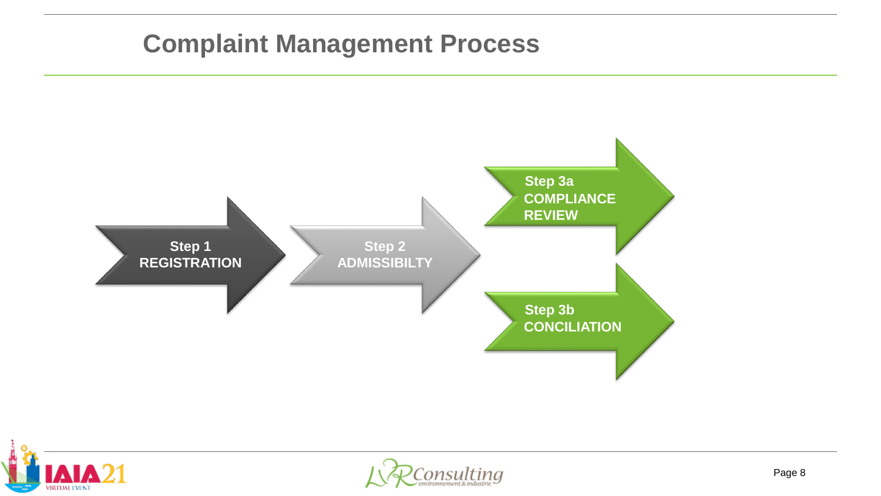# Complaint Management Process

**Step 1**
**REGISTRATION**

**Step 2**
**ADMISSIBILTY**

**Step 3a**
**COMPLIANCE REVIEW**

**Step 3b**
**CONCILIATION**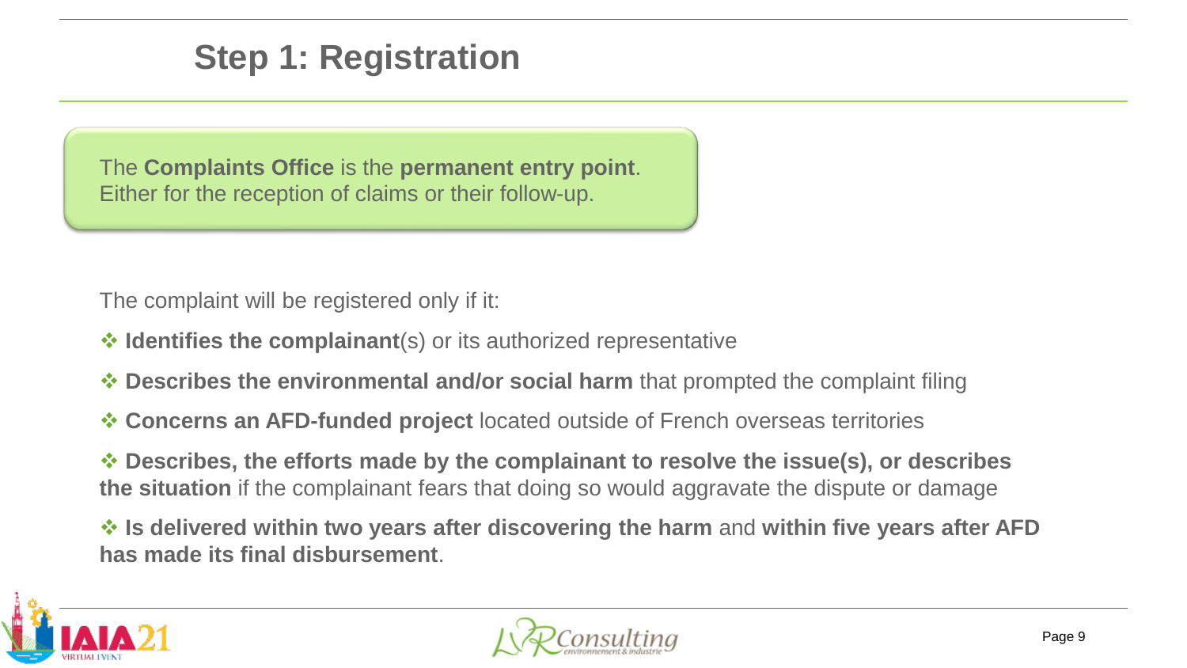# Step 1: Registration

The **Complaints Office** is the **permanent entry point**. Either for the reception of claims or their follow-up.

The complaint will be registered only if it:

- **Identifies the complainant**(s) or its authorized representative
- **Describes the environmental and/or social harm** that prompted the complaint filing
- **Concerns an AFD-funded project** located outside of French overseas territories
- **Describes, the efforts made by the complainant to resolve the issue(s), or describes the situation** if the complainant fears that doing so would aggravate the dispute or damage
- **Is delivered within two years after discovering the harm** and **within five years after AFD has made its final disbursement**.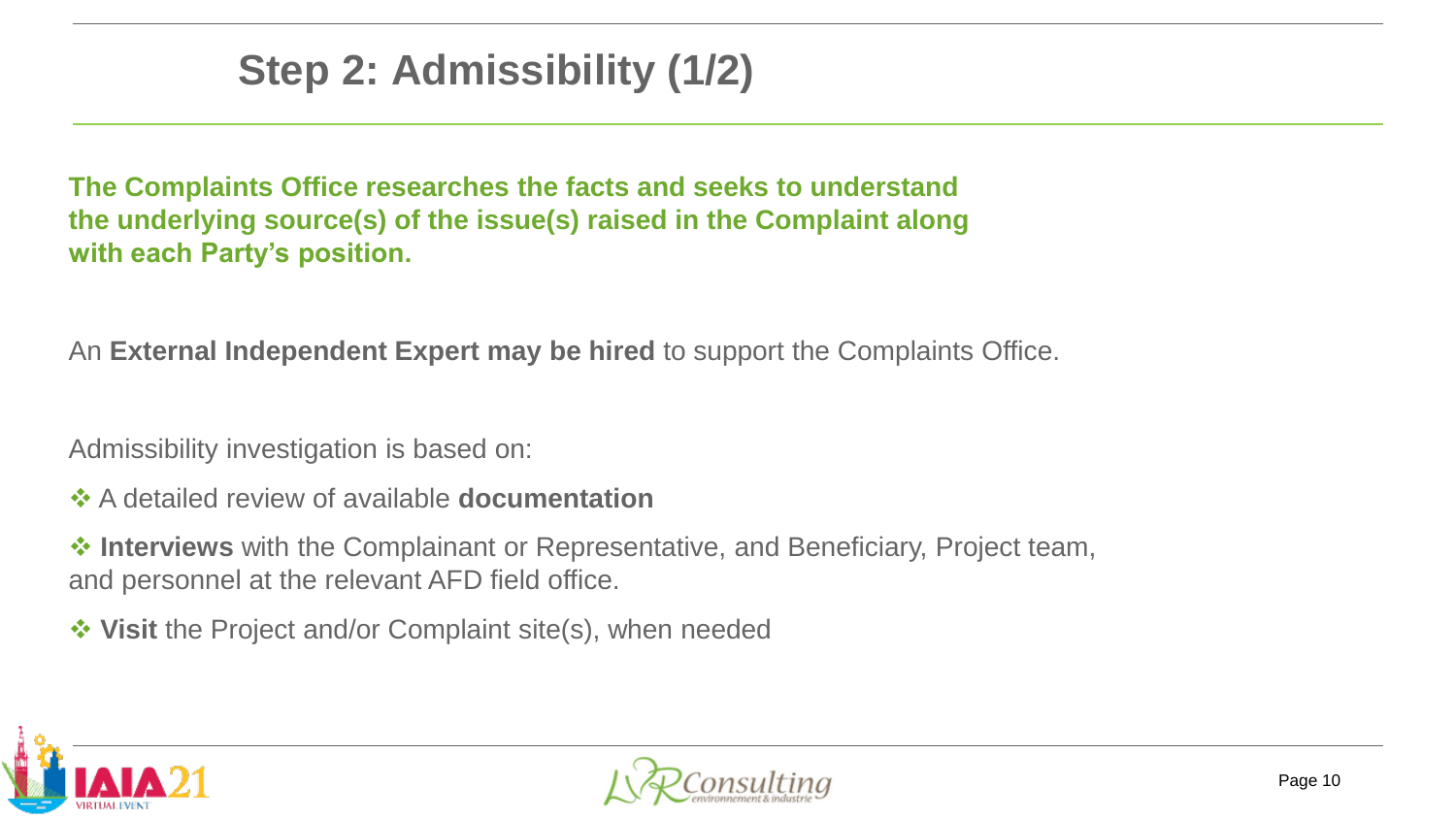# Step 2: Admissibility (1/2)

**The Complaints Office researches the facts and seeks to understand the underlying source(s) of the issue(s) raised in the Complaint along with each Party's position.**

An **External Independent Expert may be hired** to support the Complaints Office.

Admissibility investigation is based on:

- A detailed review of available **documentation**
- **Interviews** with the Complainant or Representative, and Beneficiary, Project team, and personnel at the relevant AFD field office.
- **Visit** the Project and/or Complaint site(s), when needed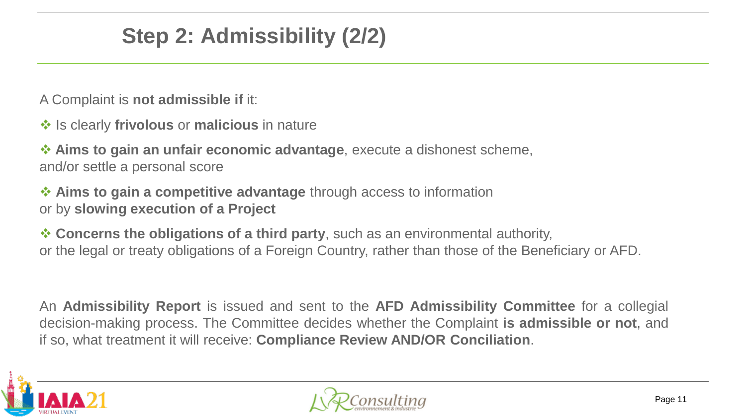## Step 2: Admissibility (2/2)

A Complaint is **not admissible if** it:

- Is clearly **frivolous** or **malicious** in nature
- **Aims to gain an unfair economic advantage**, execute a dishonest scheme, and/or settle a personal score
- **Aims to gain a competitive advantage** through access to information or by **slowing execution of a Project**
- **Concerns the obligations of a third party**, such as an environmental authority, or the legal or treaty obligations of a Foreign Country, rather than those of the Beneficiary or AFD.

An **Admissibility Report** is issued and sent to the **AFD Admissibility Committee** for a collegial decision-making process. The Committee decides whether the Complaint **is admissible or not**, and if so, what treatment it will receive: **Compliance Review AND/OR Conciliation**.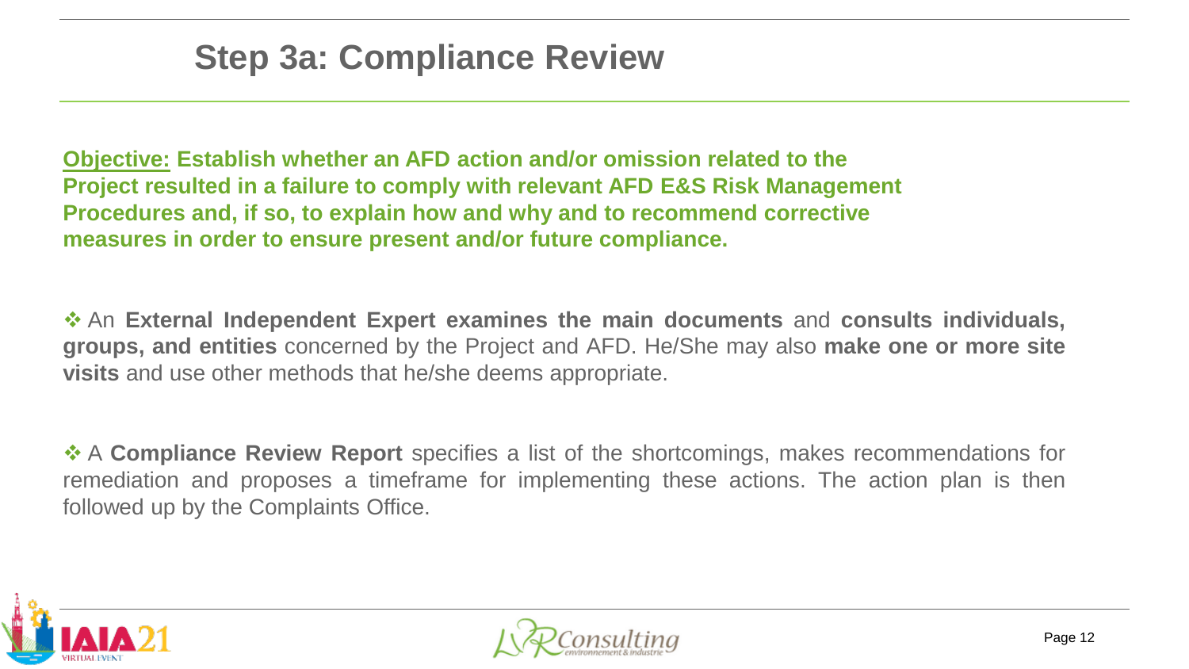# Step 3a: Compliance Review

**Objective: Establish whether an AFD action and/or omission related to the Project resulted in a failure to comply with relevant AFD E&S Risk Management Procedures and, if so, to explain how and why and to recommend corrective measures in order to ensure present and/or future compliance.**

- An **External Independent Expert examines the main documents** and **consults individuals, groups, and entities** concerned by the Project and AFD. He/She may also **make one or more site visits** and use other methods that he/she deems appropriate.

- A **Compliance Review Report** specifies a list of the shortcomings, makes recommendations for remediation and proposes a timeframe for implementing these actions. The action plan is then followed up by the Complaints Office.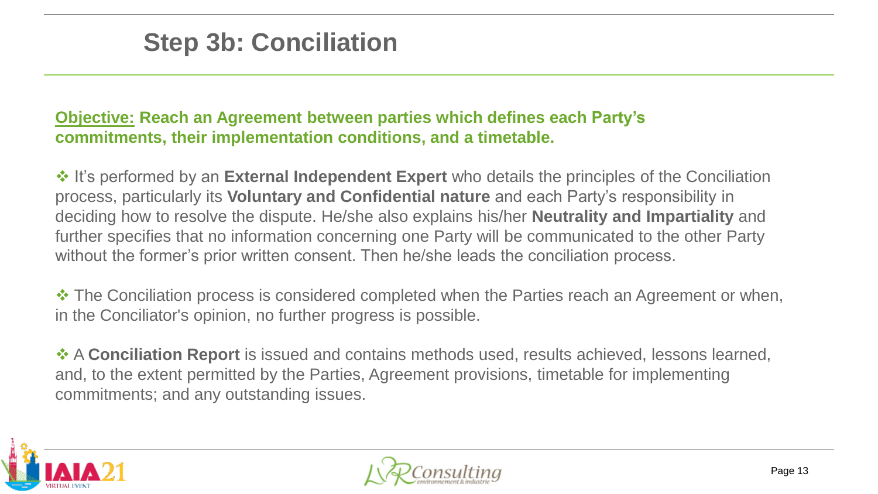# Step 3b: Conciliation

**Objective: Reach an Agreement between parties which defines each Party's commitments, their implementation conditions, and a timetable.**

- It's performed by an **External Independent Expert** who details the principles of the Conciliation process, particularly its **Voluntary and Confidential nature** and each Party's responsibility in deciding how to resolve the dispute. He/she also explains his/her **Neutrality and Impartiality** and further specifies that no information concerning one Party will be communicated to the other Party without the former's prior written consent. Then he/she leads the conciliation process.

- The Conciliation process is considered completed when the Parties reach an Agreement or when, in the Conciliator's opinion, no further progress is possible.

- A **Conciliation Report** is issued and contains methods used, results achieved, lessons learned, and, to the extent permitted by the Parties, Agreement provisions, timetable for implementing commitments; and any outstanding issues.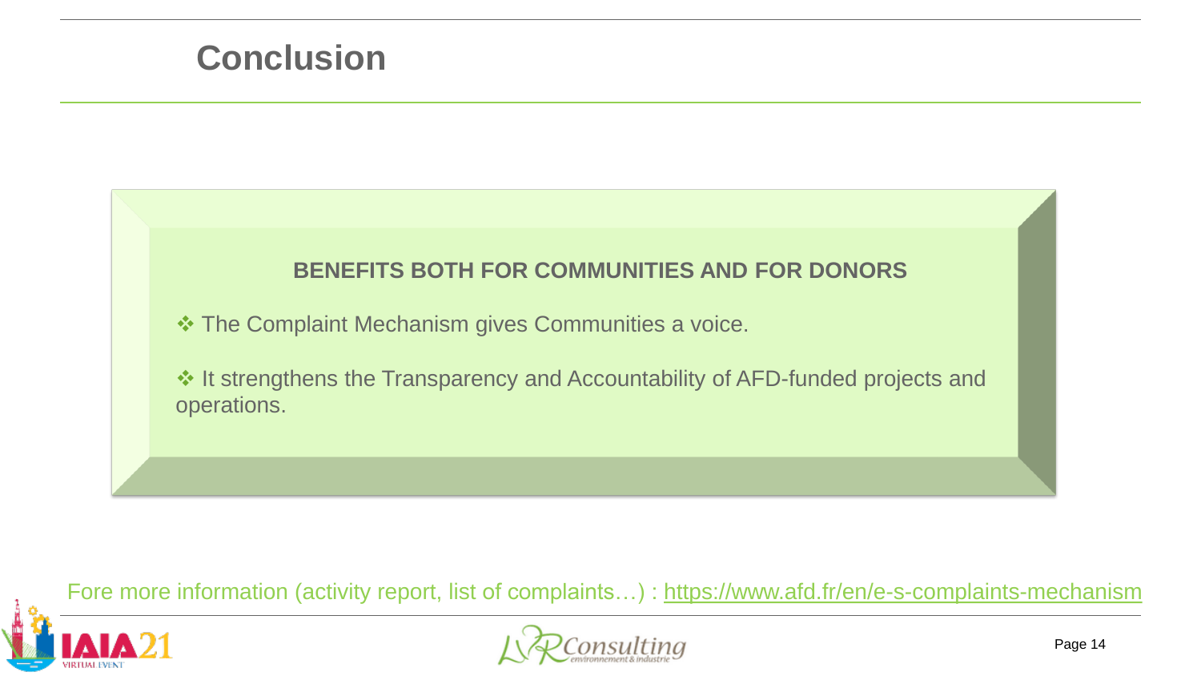# Conclusion

**BENEFITS BOTH FOR COMMUNITIES AND FOR DONORS**

- The Complaint Mechanism gives Communities a voice.
- It strengthens the Transparency and Accountability of AFD-funded projects and operations.

Fore more information (activity report, list of complaints…) : https://www.afd.fr/en/e-s-complaints-mechanism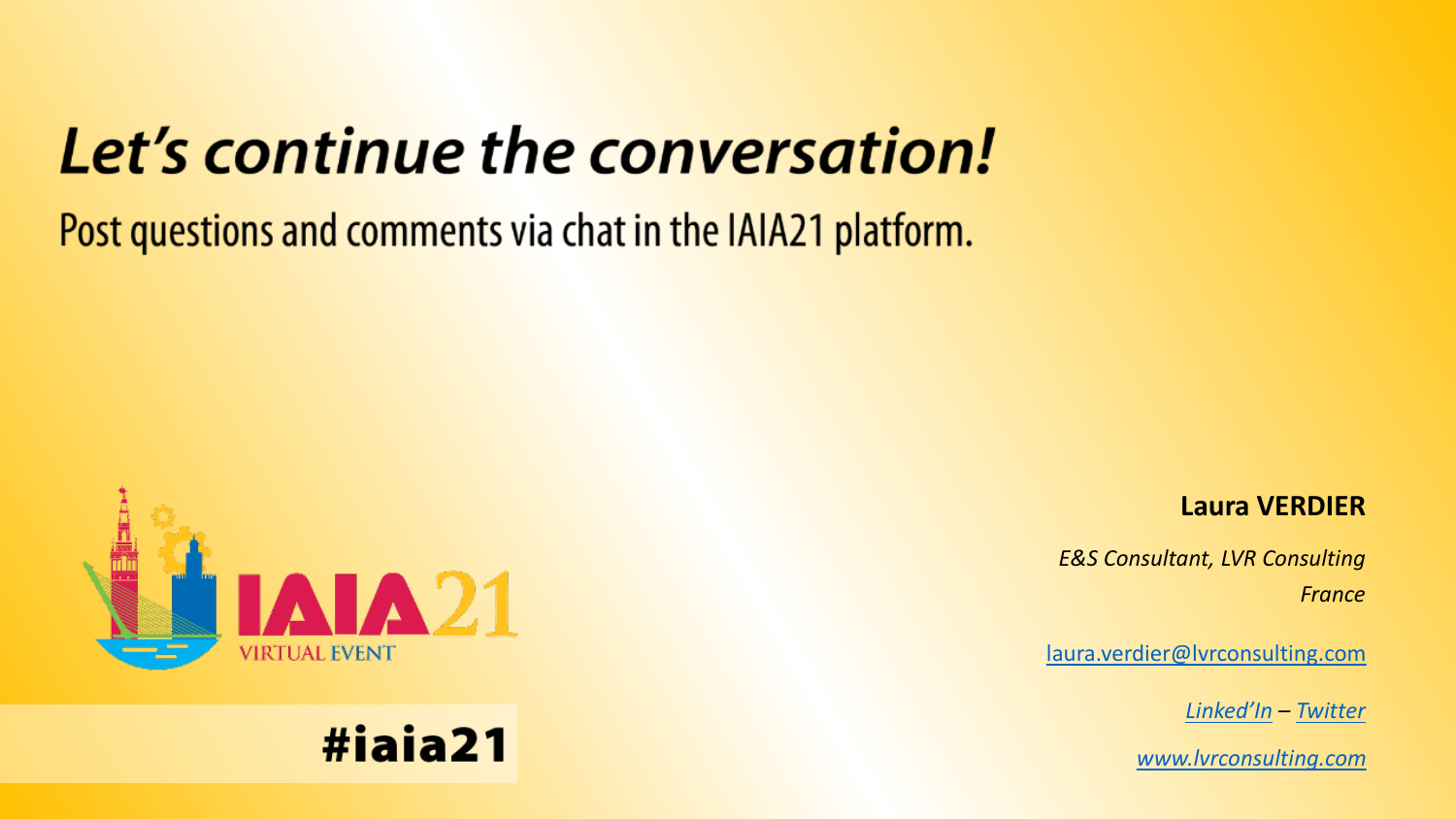# *Let's continue the conversation!*

Post questions and comments via chat in the IAIA21 platform.

IAIA21 VIRTUAL EVENT

#iaia21

**Laura VERDIER**

*E&S Consultant, LVR Consulting*

*France*

laura.verdier@lvrconsulting.com

*Linked'In* – *Twitter*

*www.lvrconsulting.com*